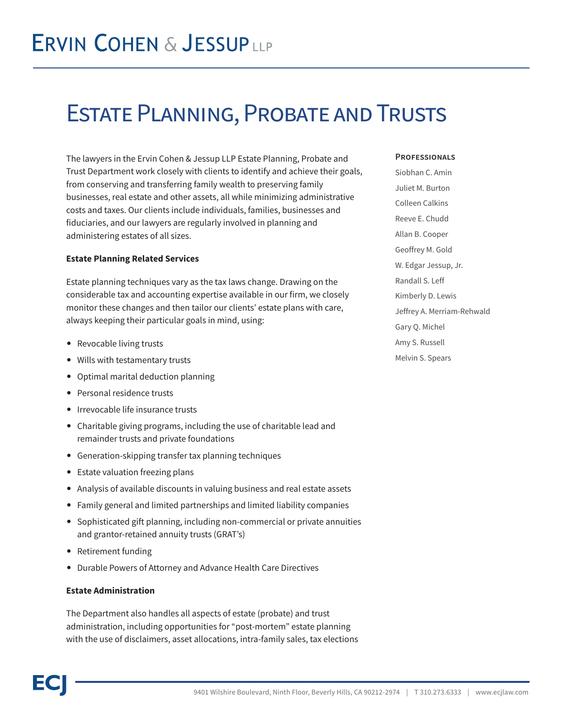# Ervin Cohen & Jessup LLP

## Estate Planning, Probate and Trusts

The lawyers in the Ervin Cohen & Jessup LLP Estate Planning, Probate and Trust Department work closely with clients to identify and achieve their goals, from conserving and transferring family wealth to preserving family businesses, real estate and other assets, all while minimizing administrative costs and taxes. Our clients include individuals, families, businesses and fiduciaries, and our lawyers are regularly involved in planning and administering estates of all sizes.

**Estate Planning Related Services**

Estate planning techniques vary as the tax laws change. Drawing on the considerable tax and accounting expertise available in our firm, we closely monitor these changes and then tailor our clients' estate plans with care, always keeping their particular goals in mind, using:

- Revocable living trusts
- Wills with testamentary trusts
- Optimal marital deduction planning
- Personal residence trusts
- Irrevocable life insurance trusts
- Charitable giving programs, including the use of charitable lead and remainder trusts and private foundations
- Generation-skipping transfer tax planning techniques
- Estate valuation freezing plans
- Analysis of available discounts in valuing business and real estate assets
- Family general and limited partnerships and limited liability companies
- Sophisticated gift planning, including non-commercial or private annuities and grantor-retained annuity trusts (GRAT's)
- Retirement funding
- Durable Powers of Attorney and Advance Health Care Directives

**Estate Administration**

The Department also handles all aspects of estate (probate) and trust administration, including opportunities for "post-mortem" estate planning with the use of disclaimers, asset allocations, intra-family sales, tax elections

**Professionals**

Siobhan C. Amin

Juliet M. Burton

Colleen Calkins

Reeve E. Chudd

Allan B. Cooper

Geoffrey M. Gold

W. Edgar Jessup, Jr.

Randall S. Leff

Kimberly D. Lewis

Jeffrey A. Merriam-Rehwald

Gary Q. Michel

Amy S. Russell

Melvin S. Spears

9401 Wilshire Boulevard, Ninth Floor, Beverly Hills, CA 90212-2974 | T 310.273.6333 | www.ecjlaw.com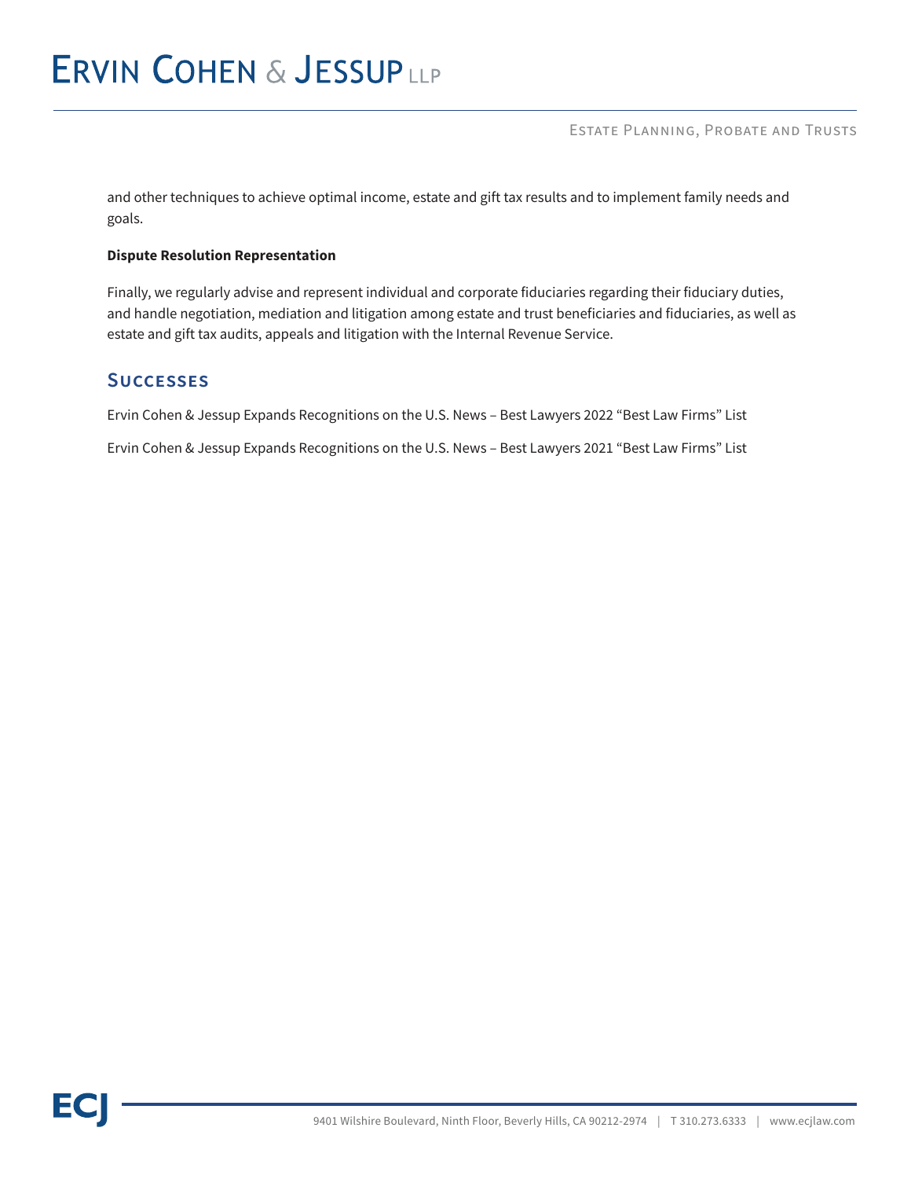and other techniques to achieve optimal income, estate and gift tax results and to implement family needs and goals.

**Dispute Resolution Representation**

Finally, we regularly advise and represent individual and corporate fiduciaries regarding their fiduciary duties, and handle negotiation, mediation and litigation among estate and trust beneficiaries and fiduciaries, as well as estate and gift tax audits, appeals and litigation with the Internal Revenue Service.

## Successes

Ervin Cohen & Jessup Expands Recognitions on the U.S. News – Best Lawyers 2022 "Best Law Firms" List

Ervin Cohen & Jessup Expands Recognitions on the U.S. News – Best Lawyers 2021 "Best Law Firms" List